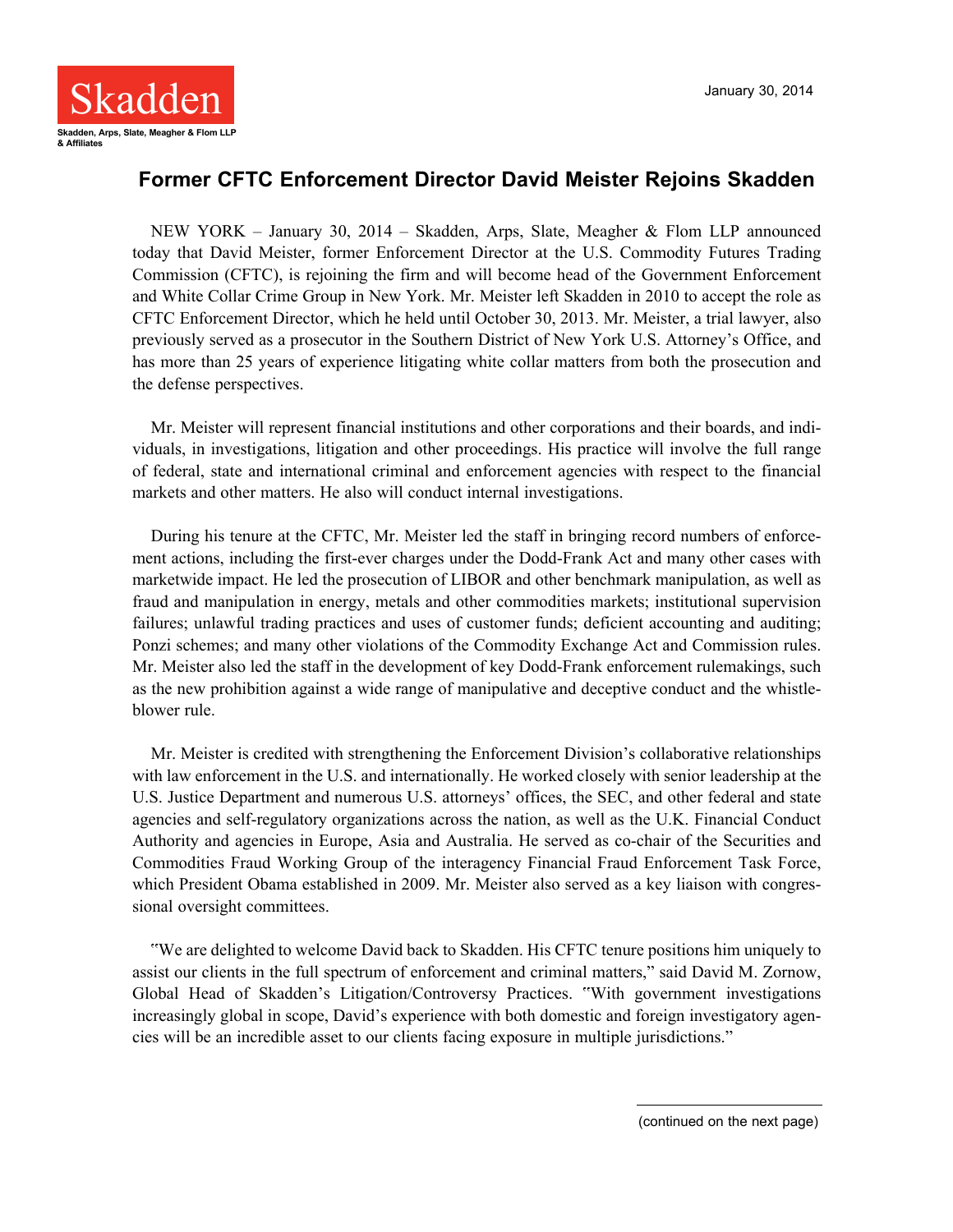Skadden

Skadden, Arps, Slate, Meagher & Flom LLP & Affiliates

January 30, 2014

# Former CFTC Enforcement Director David Meister Rejoins Skadden

NEW YORK – January 30, 2014 – Skadden, Arps, Slate, Meagher & Flom LLP announced today that David Meister, former Enforcement Director at the U.S. Commodity Futures Trading Commission (CFTC), is rejoining the firm and will become head of the Government Enforcement and White Collar Crime Group in New York. Mr. Meister left Skadden in 2010 to accept the role as CFTC Enforcement Director, which he held until October 30, 2013. Mr. Meister, a trial lawyer, also previously served as a prosecutor in the Southern District of New York U.S. Attorney's Office, and has more than 25 years of experience litigating white collar matters from both the prosecution and the defense perspectives.

Mr. Meister will represent financial institutions and other corporations and their boards, and individuals, in investigations, litigation and other proceedings. His practice will involve the full range of federal, state and international criminal and enforcement agencies with respect to the financial markets and other matters. He also will conduct internal investigations.

During his tenure at the CFTC, Mr. Meister led the staff in bringing record numbers of enforcement actions, including the first-ever charges under the Dodd-Frank Act and many other cases with marketwide impact. He led the prosecution of LIBOR and other benchmark manipulation, as well as fraud and manipulation in energy, metals and other commodities markets; institutional supervision failures; unlawful trading practices and uses of customer funds; deficient accounting and auditing; Ponzi schemes; and many other violations of the Commodity Exchange Act and Commission rules. Mr. Meister also led the staff in the development of key Dodd-Frank enforcement rulemakings, such as the new prohibition against a wide range of manipulative and deceptive conduct and the whistleblower rule.

Mr. Meister is credited with strengthening the Enforcement Division's collaborative relationships with law enforcement in the U.S. and internationally. He worked closely with senior leadership at the U.S. Justice Department and numerous U.S. attorneys' offices, the SEC, and other federal and state agencies and self-regulatory organizations across the nation, as well as the U.K. Financial Conduct Authority and agencies in Europe, Asia and Australia. He served as co-chair of the Securities and Commodities Fraud Working Group of the interagency Financial Fraud Enforcement Task Force, which President Obama established in 2009. Mr. Meister also served as a key liaison with congressional oversight committees.

"We are delighted to welcome David back to Skadden. His CFTC tenure positions him uniquely to assist our clients in the full spectrum of enforcement and criminal matters," said David M. Zornow, Global Head of Skadden's Litigation/Controversy Practices. "With government investigations increasingly global in scope, David's experience with both domestic and foreign investigatory agencies will be an incredible asset to our clients facing exposure in multiple jurisdictions."

(continued on the next page)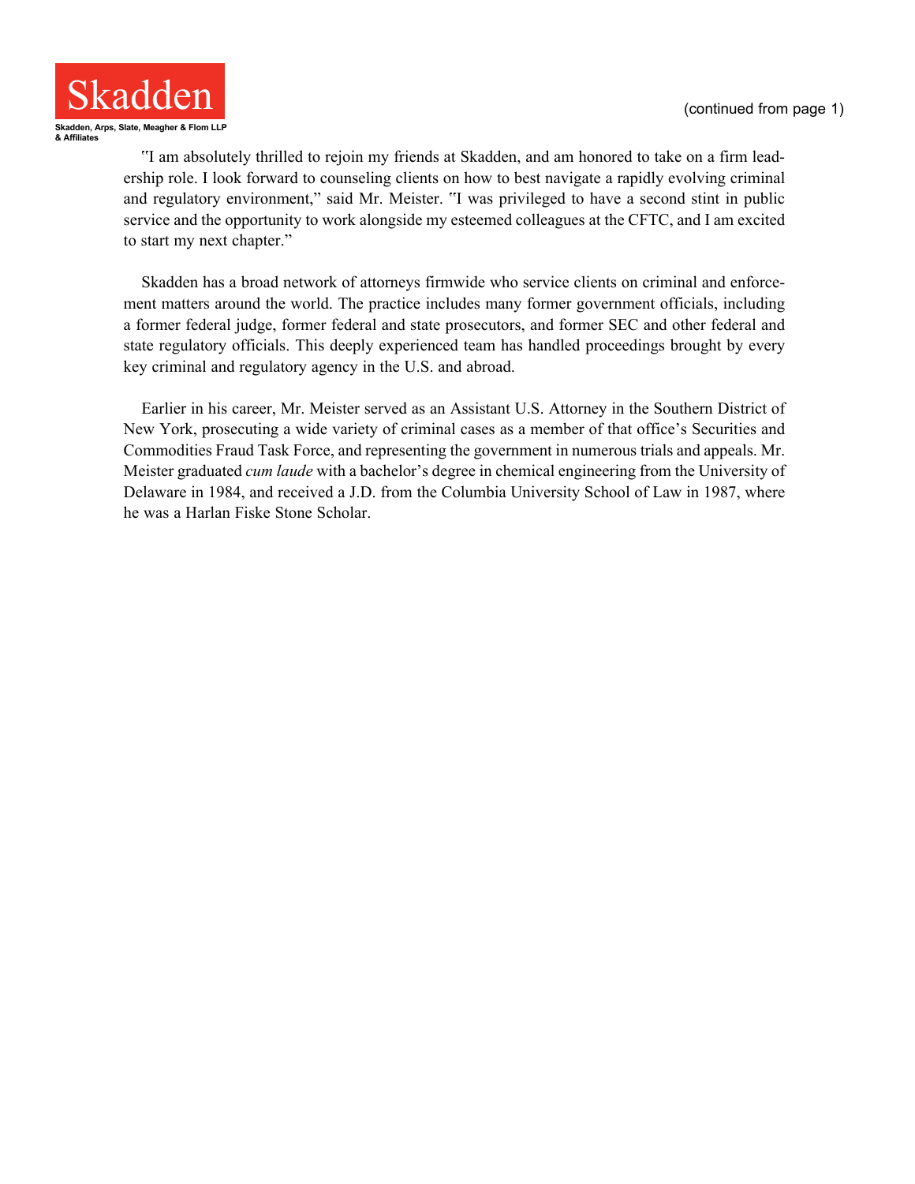"I am absolutely thrilled to rejoin my friends at Skadden, and am honored to take on a firm leadership role. I look forward to counseling clients on how to best navigate a rapidly evolving criminal and regulatory environment," said Mr. Meister. "I was privileged to have a second stint in public service and the opportunity to work alongside my esteemed colleagues at the CFTC, and I am excited to start my next chapter."

Skadden has a broad network of attorneys firmwide who service clients on criminal and enforcement matters around the world. The practice includes many former government officials, including a former federal judge, former federal and state prosecutors, and former SEC and other federal and state regulatory officials. This deeply experienced team has handled proceedings brought by every key criminal and regulatory agency in the U.S. and abroad.

Earlier in his career, Mr. Meister served as an Assistant U.S. Attorney in the Southern District of New York, prosecuting a wide variety of criminal cases as a member of that office's Securities and Commodities Fraud Task Force, and representing the government in numerous trials and appeals. Mr. Meister graduated *cum laude* with a bachelor's degree in chemical engineering from the University of Delaware in 1984, and received a J.D. from the Columbia University School of Law in 1987, where he was a Harlan Fiske Stone Scholar.